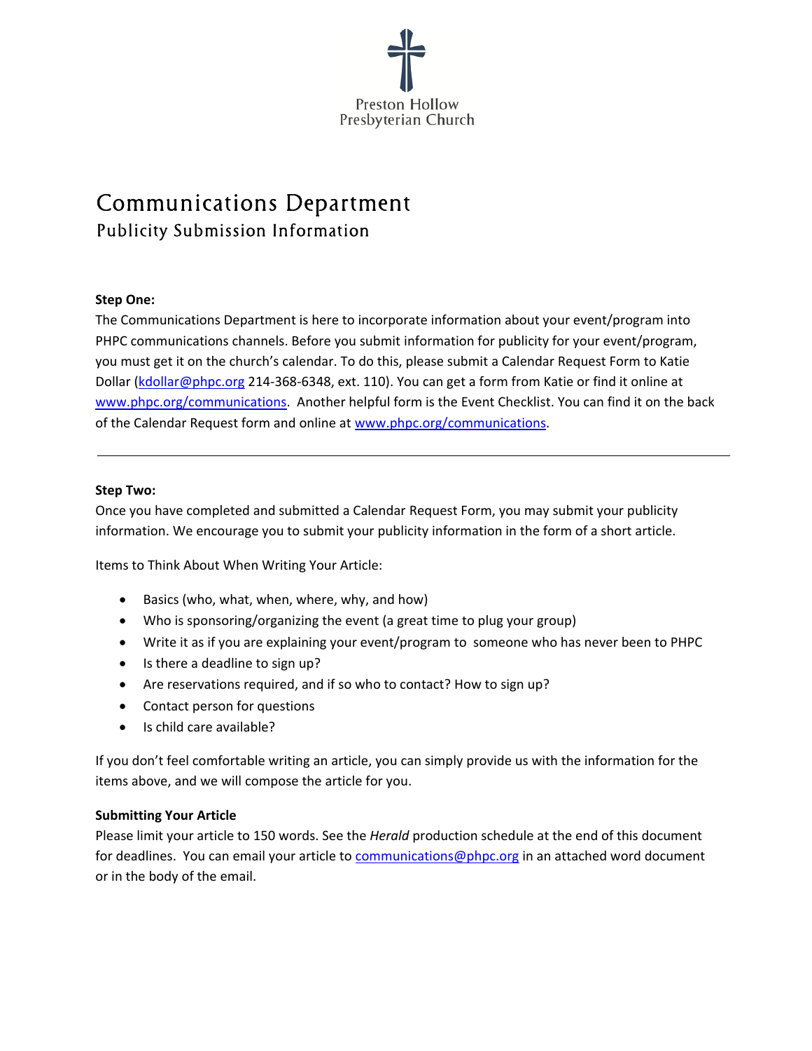Preston Hollow
Presbyterian Church

# Communications Department

## Publicity Submission Information

**Step One:**

The Communications Department is here to incorporate information about your event/program into PHPC communications channels. Before you submit information for publicity for your event/program, you must get it on the church's calendar. To do this, please submit a Calendar Request Form to Katie Dollar (kdollar@phpc.org 214-368-6348, ext. 110). You can get a form from Katie or find it online at www.phpc.org/communications. Another helpful form is the Event Checklist. You can find it on the back of the Calendar Request form and online at www.phpc.org/communications.

---

**Step Two:**

Once you have completed and submitted a Calendar Request Form, you may submit your publicity information. We encourage you to submit your publicity information in the form of a short article.

Items to Think About When Writing Your Article:

- Basics (who, what, when, where, why, and how)
- Who is sponsoring/organizing the event (a great time to plug your group)
- Write it as if you are explaining your event/program to someone who has never been to PHPC
- Is there a deadline to sign up?
- Are reservations required, and if so who to contact? How to sign up?
- Contact person for questions
- Is child care available?

If you don't feel comfortable writing an article, you can simply provide us with the information for the items above, and we will compose the article for you.

**Submitting Your Article**

Please limit your article to 150 words. See the *Herald* production schedule at the end of this document for deadlines. You can email your article to communications@phpc.org in an attached word document or in the body of the email.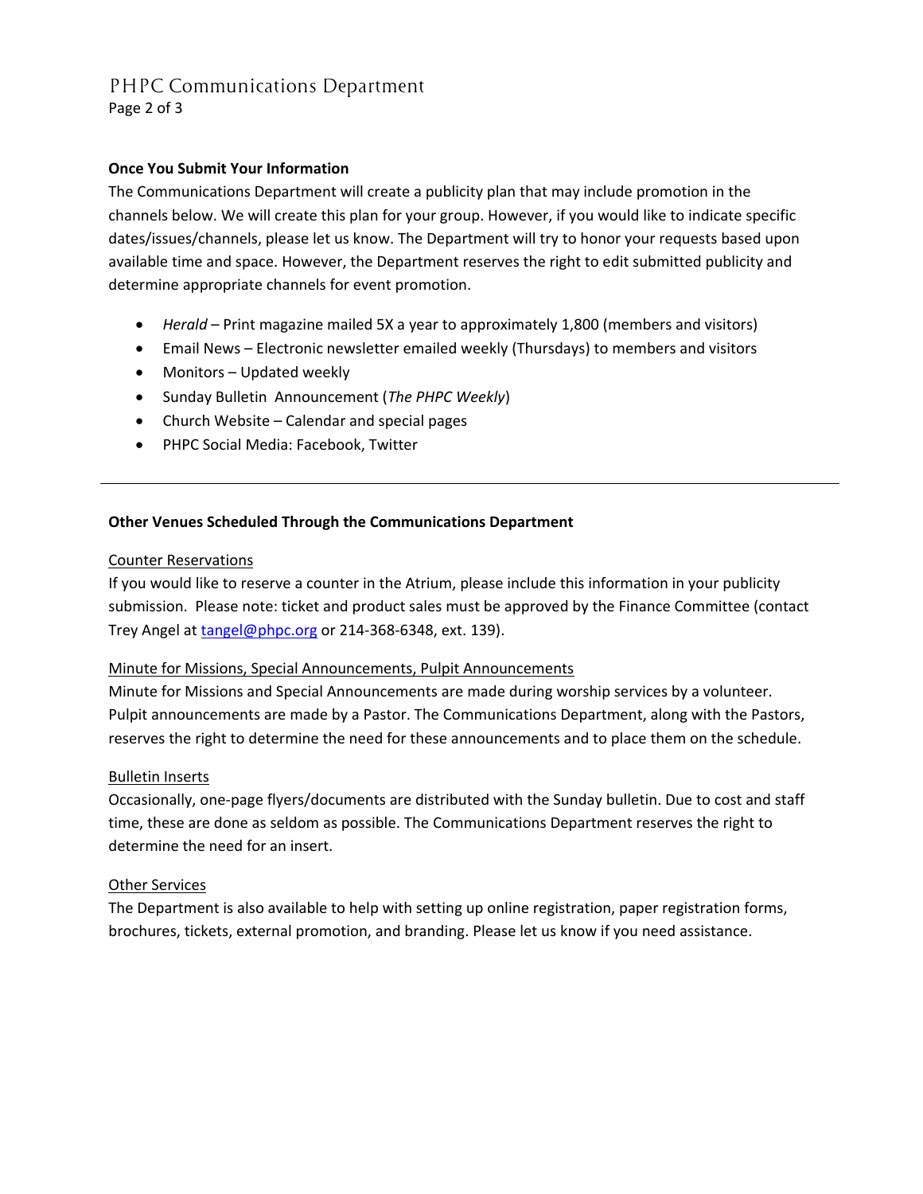### Once You Submit Your Information

The Communications Department will create a publicity plan that may include promotion in the channels below. We will create this plan for your group. However, if you would like to indicate specific dates/issues/channels, please let us know. The Department will try to honor your requests based upon available time and space. However, the Department reserves the right to edit submitted publicity and determine appropriate channels for event promotion.

- *Herald* – Print magazine mailed 5X a year to approximately 1,800 (members and visitors)
- Email News – Electronic newsletter emailed weekly (Thursdays) to members and visitors
- Monitors – Updated weekly
- Sunday Bulletin Announcement (*The PHPC Weekly*)
- Church Website – Calendar and special pages
- PHPC Social Media: Facebook, Twitter

---

### Other Venues Scheduled Through the Communications Department

<u>Counter Reservations</u>

If you would like to reserve a counter in the Atrium, please include this information in your publicity submission. Please note: ticket and product sales must be approved by the Finance Committee (contact Trey Angel at tangel@phpc.org or 214-368-6348, ext. 139).

<u>Minute for Missions, Special Announcements, Pulpit Announcements</u>

Minute for Missions and Special Announcements are made during worship services by a volunteer. Pulpit announcements are made by a Pastor. The Communications Department, along with the Pastors, reserves the right to determine the need for these announcements and to place them on the schedule.

<u>Bulletin Inserts</u>

Occasionally, one-page flyers/documents are distributed with the Sunday bulletin. Due to cost and staff time, these are done as seldom as possible. The Communications Department reserves the right to determine the need for an insert.

<u>Other Services</u>

The Department is also available to help with setting up online registration, paper registration forms, brochures, tickets, external promotion, and branding. Please let us know if you need assistance.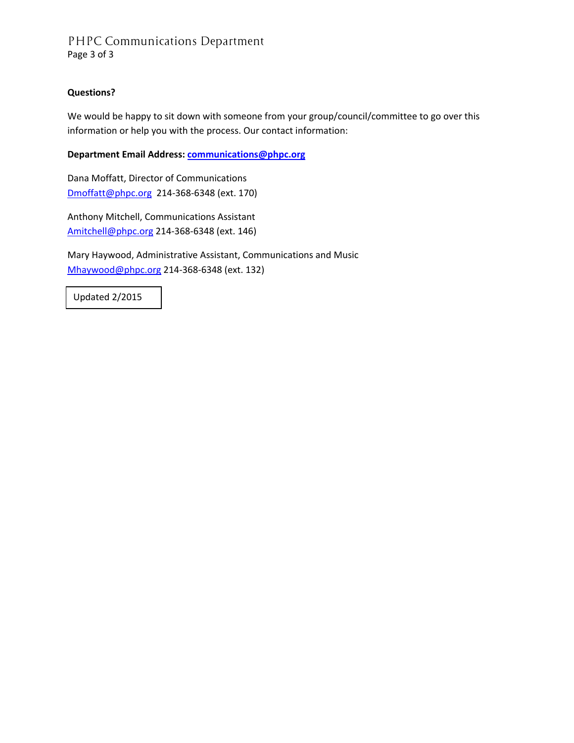**Questions?**

We would be happy to sit down with someone from your group/council/committee to go over this information or help you with the process. Our contact information:

**Department Email Address: communications@phpc.org**

Dana Moffatt, Director of Communications
Dmoffatt@phpc.org 214-368-6348 (ext. 170)

Anthony Mitchell, Communications Assistant
Amitchell@phpc.org 214-368-6348 (ext. 146)

Mary Haywood, Administrative Assistant, Communications and Music
Mhaywood@phpc.org 214-368-6348 (ext. 132)

Updated 2/2015